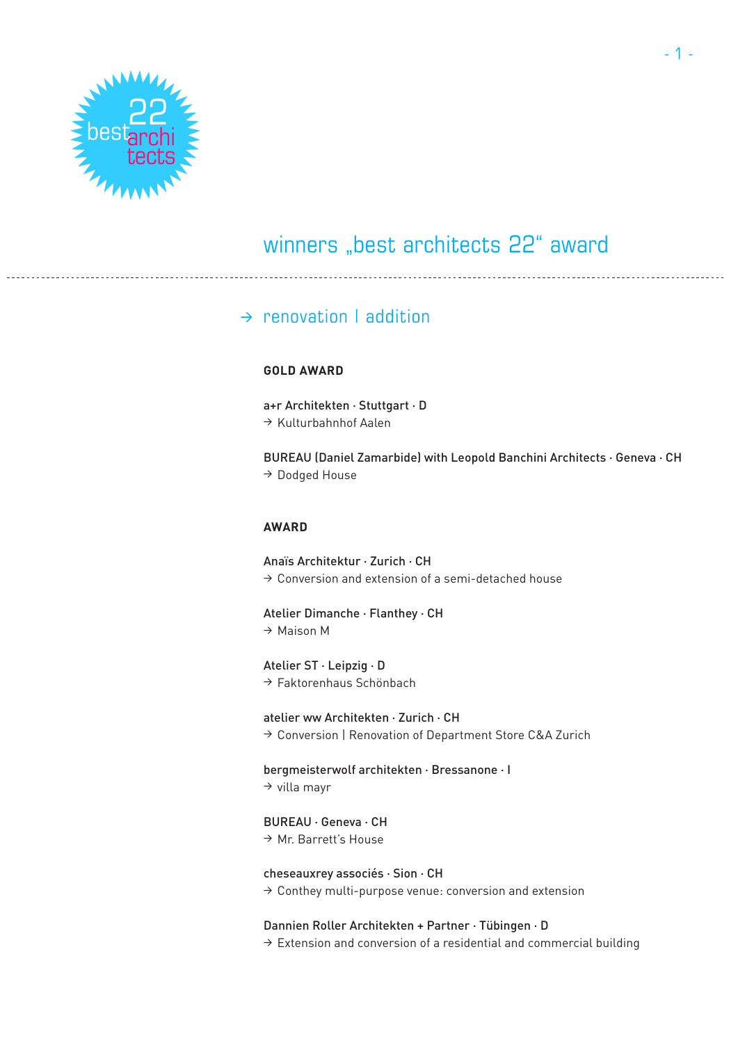# winners „best architects 22“ award

## → renovation | addition

### GOLD AWARD

a+r Architekten · Stuttgart · D
→ Kulturbahnhof Aalen

BUREAU (Daniel Zamarbide) with Leopold Banchini Architects · Geneva · CH
→ Dodged House

### AWARD

Anaïs Architektur · Zurich · CH
→ Conversion and extension of a semi-detached house

Atelier Dimanche · Flanthey · CH
→ Maison M

Atelier ST · Leipzig · D
→ Faktorenhaus Schönbach

atelier ww Architekten · Zurich · CH
→ Conversion | Renovation of Department Store C&A Zurich

bergmeisterwolf architekten · Bressanone · I
→ villa mayr

BUREAU · Geneva · CH
→ Mr. Barrett's House

cheseauxrey associés · Sion · CH
→ Conthey multi-purpose venue: conversion and extension

Dannien Roller Architekten + Partner · Tübingen · D
→ Extension and conversion of a residential and commercial building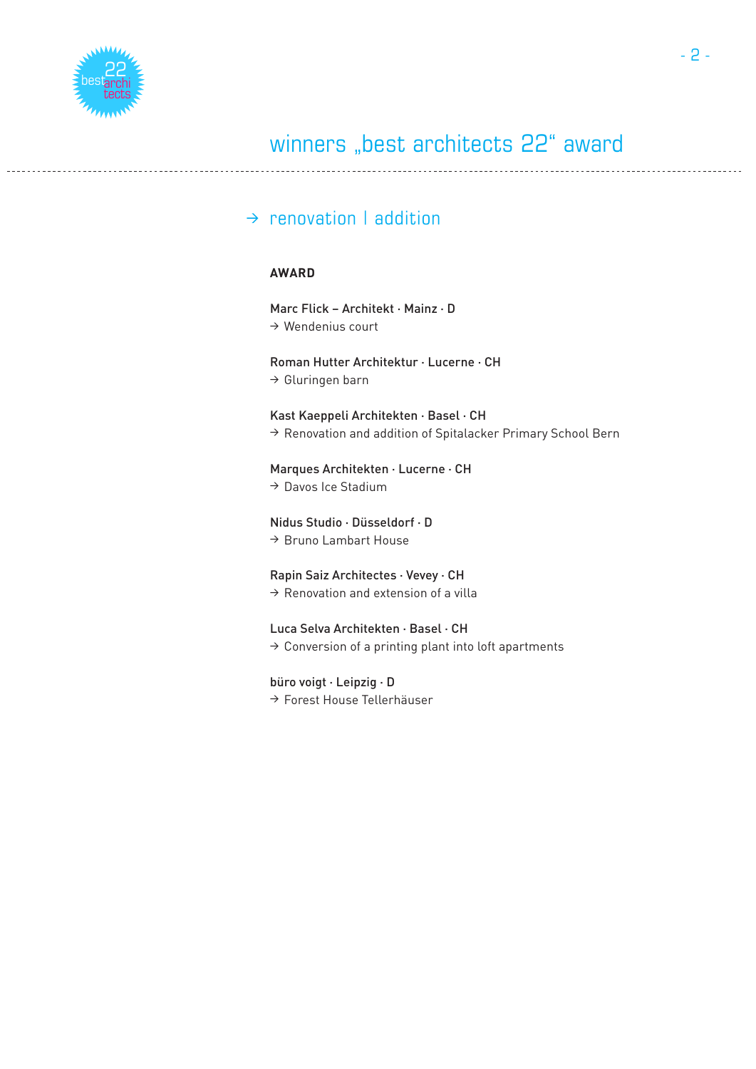# winners „best architects 22" award

## → renovation | addition

### AWARD

Marc Flick – Architekt · Mainz · D
→ Wendenius court

Roman Hutter Architektur · Lucerne · CH
→ Gluringen barn

Kast Kaeppeli Architekten · Basel · CH
→ Renovation and addition of Spitalacker Primary School Bern

Marques Architekten · Lucerne · CH
→ Davos Ice Stadium

Nidus Studio · Düsseldorf · D
→ Bruno Lambart House

Rapin Saiz Architectes · Vevey · CH
→ Renovation and extension of a villa

Luca Selva Architekten · Basel · CH
→ Conversion of a printing plant into loft apartments

büro voigt · Leipzig · D
→ Forest House Tellerhäuser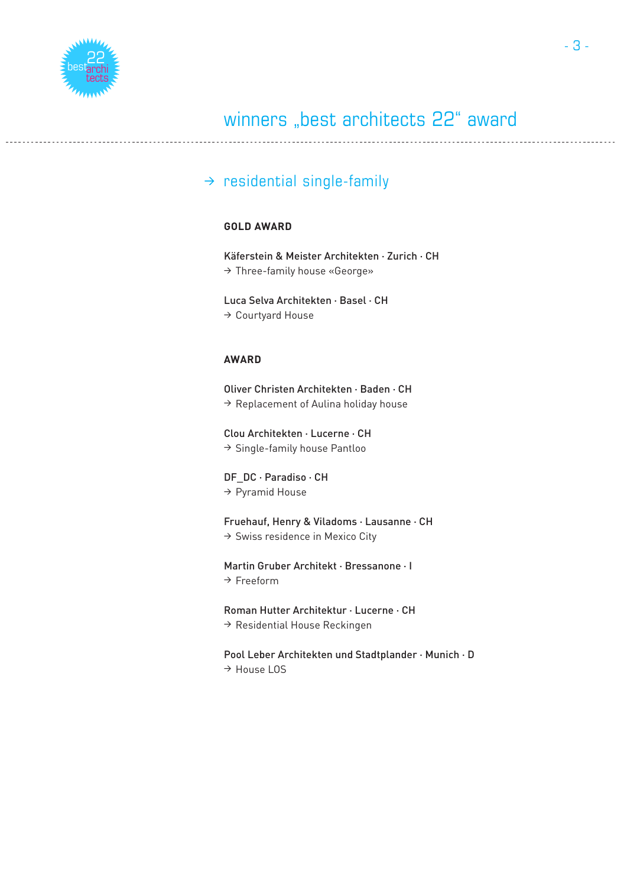# winners „best architects 22“ award

## → residential single-family

### GOLD AWARD

Käferstein & Meister Architekten · Zurich · CH
→ Three-family house «George»

Luca Selva Architekten · Basel · CH
→ Courtyard House

### AWARD

Oliver Christen Architekten · Baden · CH
→ Replacement of Aulina holiday house

Clou Architekten · Lucerne · CH
→ Single-family house Pantloo

DF_DC · Paradiso · CH
→ Pyramid House

Fruehauf, Henry & Viladoms · Lausanne · CH
→ Swiss residence in Mexico City

Martin Gruber Architekt · Bressanone · I
→ Freeform

Roman Hutter Architektur · Lucerne · CH
→ Residential House Reckingen

Pool Leber Architekten und Stadtplander · Munich · D
→ House LOS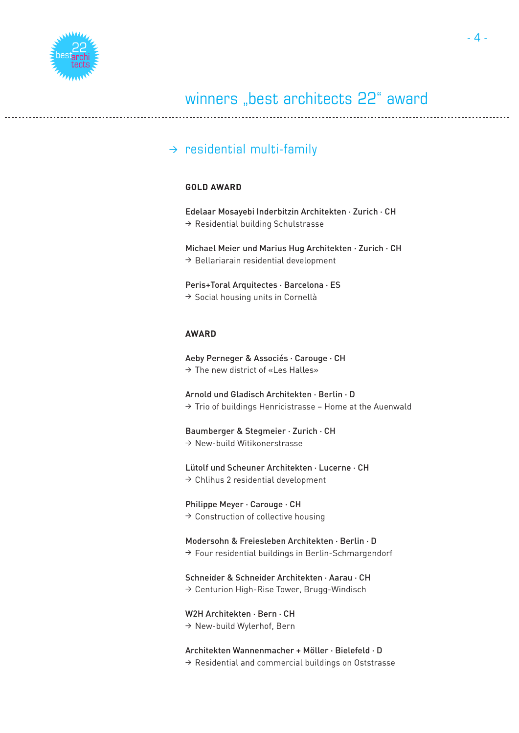# winners „best architects 22“ award

## → residential multi-family

### GOLD AWARD

Edelaar Mosayebi Inderbitzin Architekten · Zurich · CH
→ Residential building Schulstrasse

Michael Meier und Marius Hug Architekten · Zurich · CH
→ Bellariarain residential development

Peris+Toral Arquitectes · Barcelona · ES
→ Social housing units in Cornellà

### AWARD

Aeby Perneger & Associés · Carouge · CH
→ The new district of «Les Halles»

Arnold und Gladisch Architekten · Berlin · D
→ Trio of buildings Henricistrasse – Home at the Auenwald

Baumberger & Stegmeier · Zurich · CH
→ New-build Witikonerstrasse

Lütolf und Scheuner Architekten · Lucerne · CH
→ Chlihus 2 residential development

Philippe Meyer · Carouge · CH
→ Construction of collective housing

Modersohn & Freiesleben Architekten · Berlin · D
→ Four residential buildings in Berlin-Schmargendorf

Schneider & Schneider Architekten · Aarau · CH
→ Centurion High-Rise Tower, Brugg-Windisch

W2H Architekten · Bern · CH
→ New-build Wylerhof, Bern

Architekten Wannenmacher + Möller · Bielefeld · D
→ Residential and commercial buildings on Oststrasse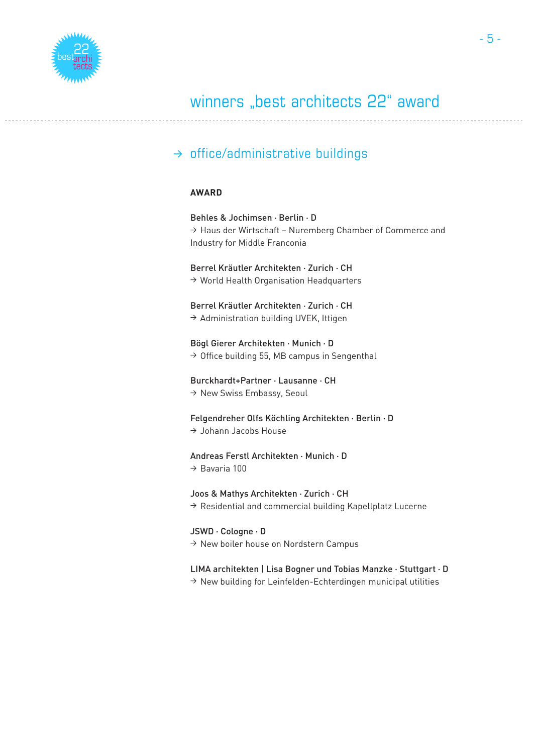# winners „best architects 22“ award

## → office/administrative buildings

**AWARD**

Behles & Jochimsen · Berlin · D
→ Haus der Wirtschaft – Nuremberg Chamber of Commerce and Industry for Middle Franconia

Berrel Kräutler Architekten · Zurich · CH
→ World Health Organisation Headquarters

Berrel Kräutler Architekten · Zurich · CH
→ Administration building UVEK, Ittigen

Bögl Gierer Architekten · Munich · D
→ Office building 55, MB campus in Sengenthal

Burckhardt+Partner · Lausanne · CH
→ New Swiss Embassy, Seoul

Felgendreher Olfs Köchling Architekten · Berlin · D
→ Johann Jacobs House

Andreas Ferstl Architekten · Munich · D
→ Bavaria 100

Joos & Mathys Architekten · Zurich · CH
→ Residential and commercial building Kapellplatz Lucerne

JSWD · Cologne · D
→ New boiler house on Nordstern Campus

LIMA architekten | Lisa Bogner und Tobias Manzke · Stuttgart · D
→ New building for Leinfelden-Echterdingen municipal utilities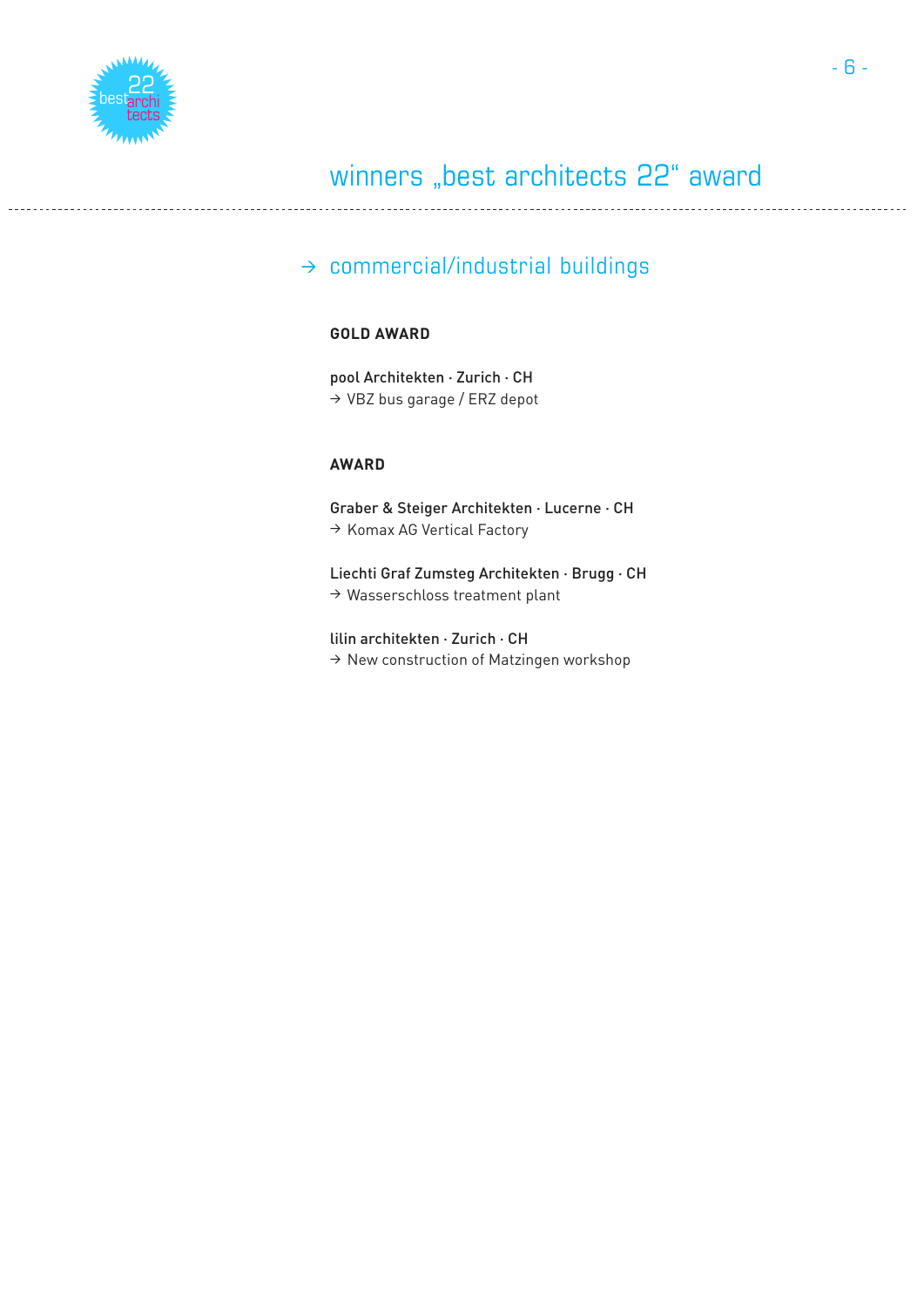# winners „best architects 22" award

## → commercial/industrial buildings

**GOLD AWARD**

pool Architekten · Zurich · CH
→ VBZ bus garage / ERZ depot

**AWARD**

Graber & Steiger Architekten · Lucerne · CH
→ Komax AG Vertical Factory

Liechti Graf Zumsteg Architekten · Brugg · CH
→ Wasserschloss treatment plant

lilin architekten · Zurich · CH
→ New construction of Matzingen workshop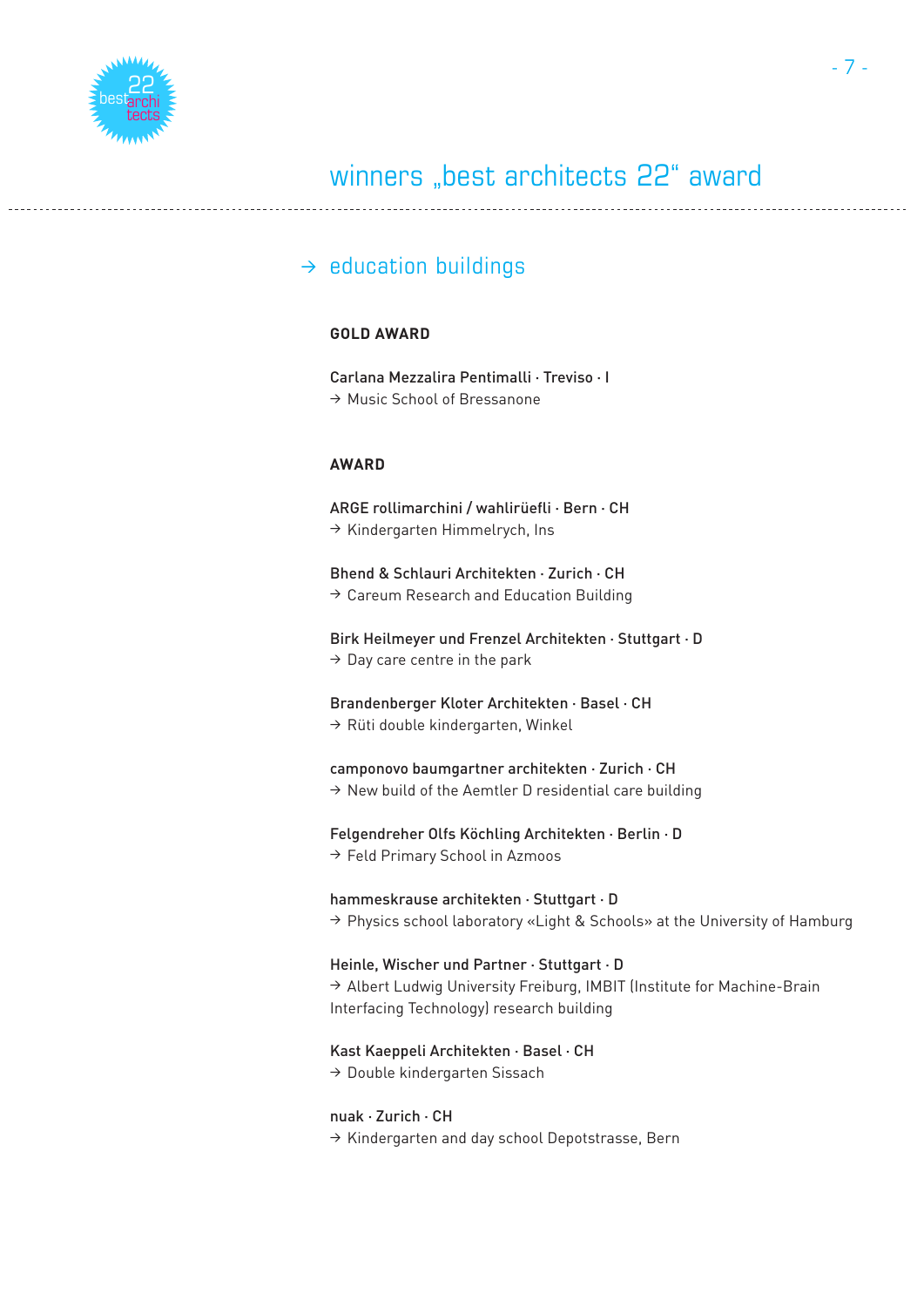# winners „best architects 22“ award

## → education buildings

### GOLD AWARD

Carlana Mezzalira Pentimalli · Treviso · I
→ Music School of Bressanone

### AWARD

ARGE rollimarchini / wahlirüefli · Bern · CH
→ Kindergarten Himmelrych, Ins

Bhend & Schlauri Architekten · Zurich · CH
→ Careum Research and Education Building

Birk Heilmeyer und Frenzel Architekten · Stuttgart · D
→ Day care centre in the park

Brandenberger Kloter Architekten · Basel · CH
→ Rüti double kindergarten, Winkel

camponovo baumgartner architekten · Zurich · CH
→ New build of the Aemtler D residential care building

Felgendreher Olfs Köchling Architekten · Berlin · D
→ Feld Primary School in Azmoos

hammeskrause architekten · Stuttgart · D
→ Physics school laboratory «Light & Schools» at the University of Hamburg

Heinle, Wischer und Partner · Stuttgart · D
→ Albert Ludwig University Freiburg, IMBIT (Institute for Machine-Brain Interfacing Technology) research building

Kast Kaeppeli Architekten · Basel · CH
→ Double kindergarten Sissach

nuak · Zurich · CH
→ Kindergarten and day school Depotstrasse, Bern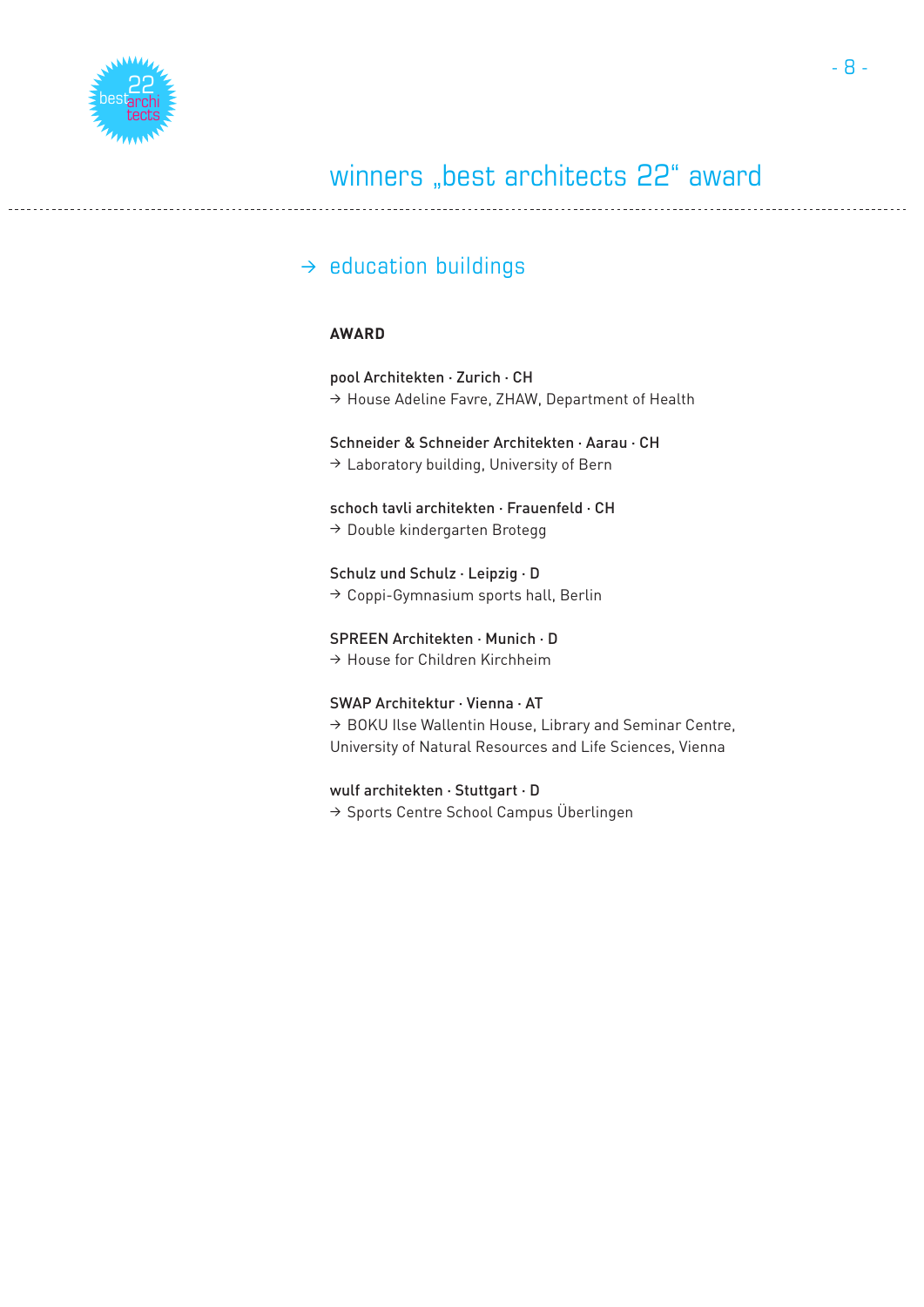# winners „best architects 22“ award

## → education buildings

**AWARD**

pool Architekten · Zurich · CH
→ House Adeline Favre, ZHAW, Department of Health

Schneider & Schneider Architekten · Aarau · CH
→ Laboratory building, University of Bern

schoch tavli architekten · Frauenfeld · CH
→ Double kindergarten Brotegg

Schulz und Schulz · Leipzig · D
→ Coppi-Gymnasium sports hall, Berlin

SPREEN Architekten · Munich · D
→ House for Children Kirchheim

SWAP Architektur · Vienna · AT
→ BOKU Ilse Wallentin House, Library and Seminar Centre, University of Natural Resources and Life Sciences, Vienna

wulf architekten · Stuttgart · D
→ Sports Centre School Campus Überlingen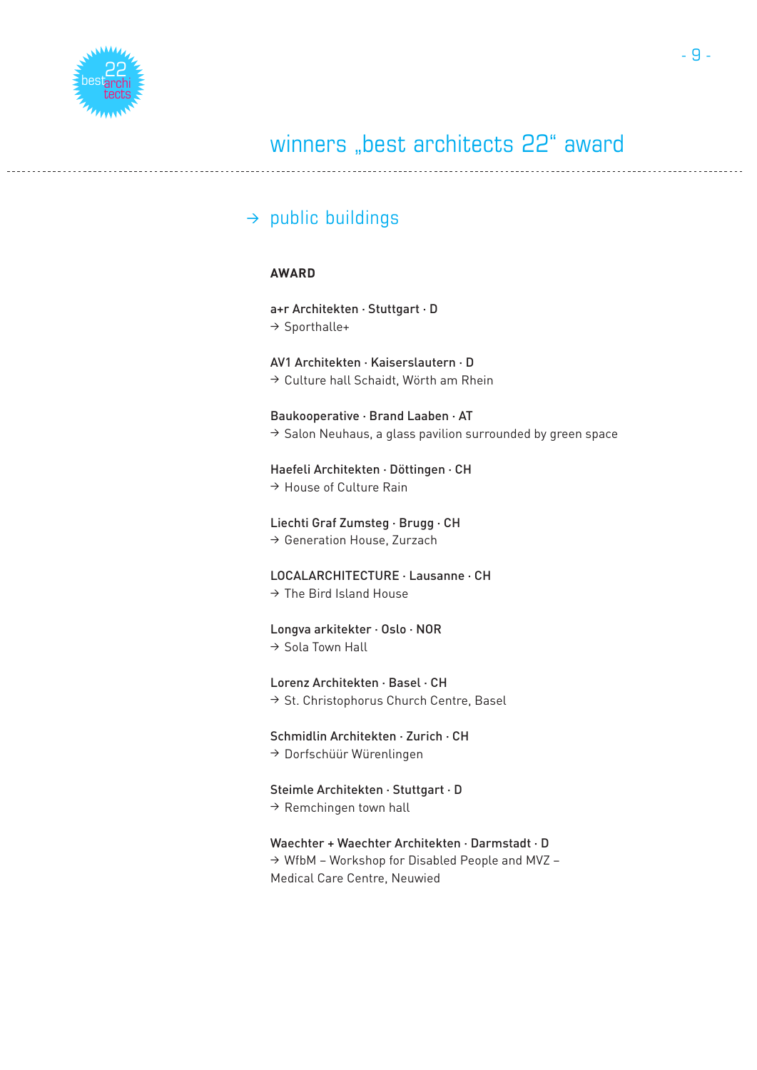# winners „best architects 22“ award

## → public buildings

**AWARD**

a+r Architekten · Stuttgart · D
→ Sporthalle+

AV1 Architekten · Kaiserslautern · D
→ Culture hall Schaidt, Wörth am Rhein

Baukooperative · Brand Laaben · AT
→ Salon Neuhaus, a glass pavilion surrounded by green space

Haefeli Architekten · Döttingen · CH
→ House of Culture Rain

Liechti Graf Zumsteg · Brugg · CH
→ Generation House, Zurzach

LOCALARCHITECTURE · Lausanne · CH
→ The Bird Island House

Longva arkitekter · Oslo · NOR
→ Sola Town Hall

Lorenz Architekten · Basel · CH
→ St. Christophorus Church Centre, Basel

Schmidlin Architekten · Zurich · CH
→ Dorfschüür Würenlingen

Steimle Architekten · Stuttgart · D
→ Remchingen town hall

Waechter + Waechter Architekten · Darmstadt · D
→ WfbM – Workshop for Disabled People and MVZ – Medical Care Centre, Neuwied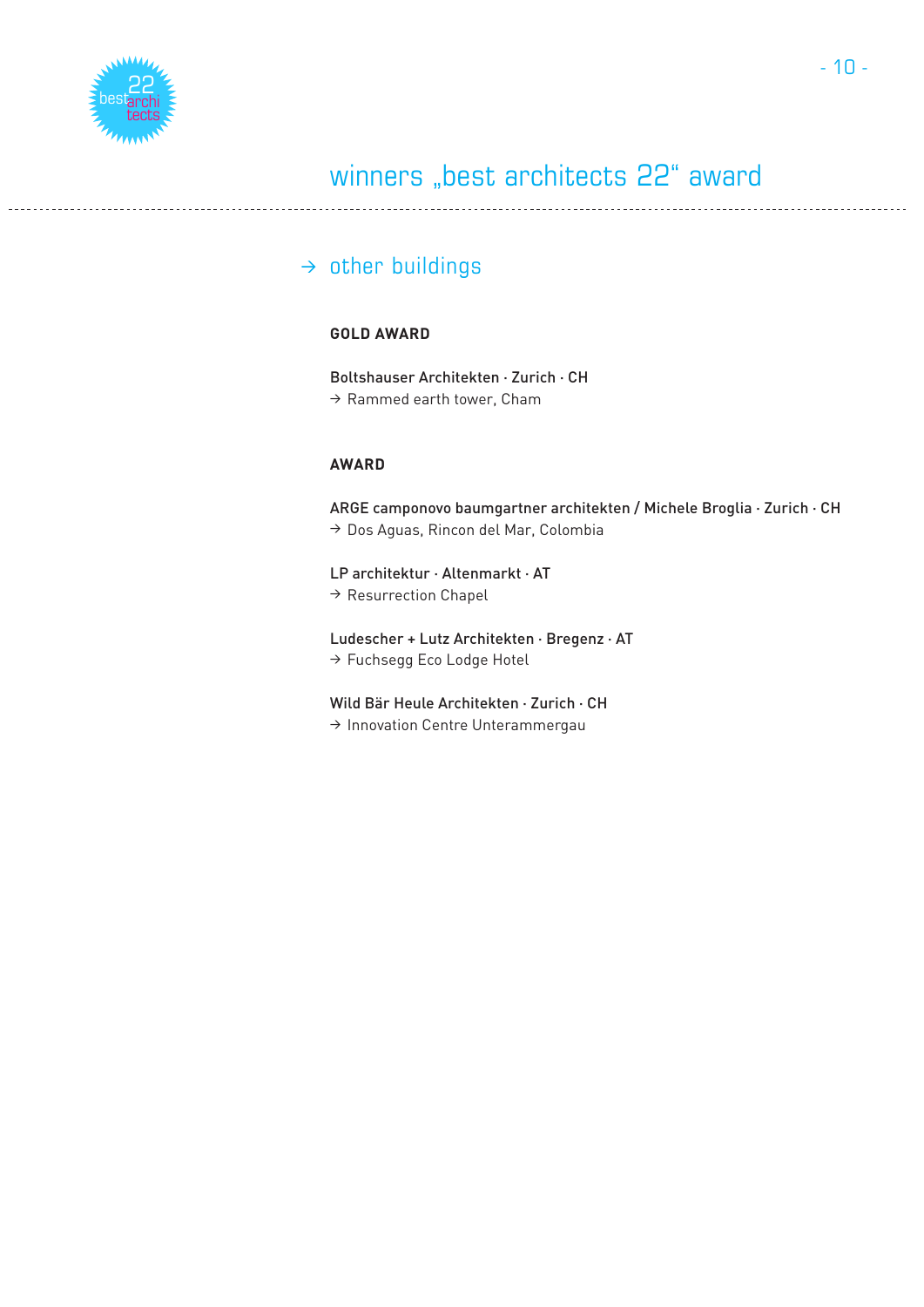# winners „best architects 22“ award

## → other buildings

**GOLD AWARD**

Boltshauser Architekten · Zurich · CH
→ Rammed earth tower, Cham

**AWARD**

ARGE camponovo baumgartner architekten / Michele Broglia · Zurich · CH
→ Dos Aguas, Rincon del Mar, Colombia

LP architektur · Altenmarkt · AT
→ Resurrection Chapel

Ludescher + Lutz Architekten · Bregenz · AT
→ Fuchsegg Eco Lodge Hotel

Wild Bär Heule Architekten · Zurich · CH
→ Innovation Centre Unterammergau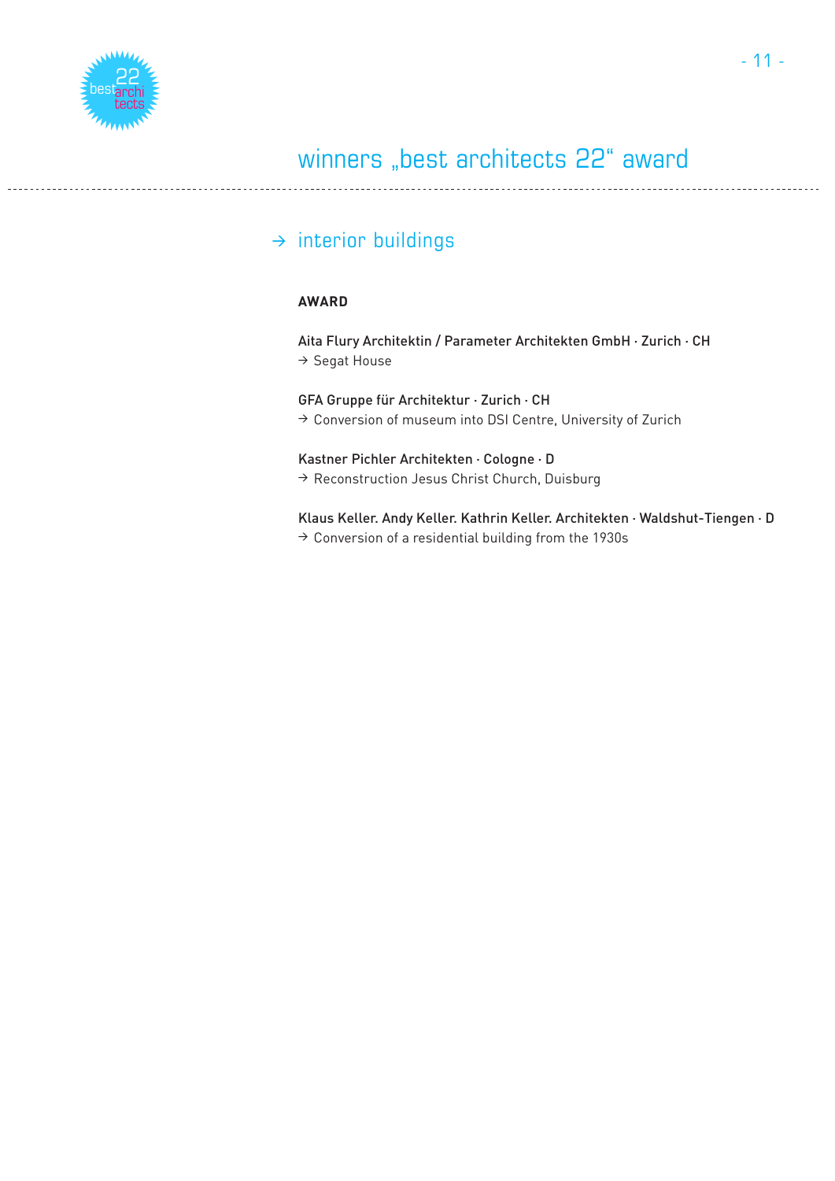# winners „best architects 22“ award

## → interior buildings

**AWARD**

Aita Flury Architektin / Parameter Architekten GmbH · Zurich · CH
→ Segat House

GFA Gruppe für Architektur · Zurich · CH
→ Conversion of museum into DSI Centre, University of Zurich

Kastner Pichler Architekten · Cologne · D
→ Reconstruction Jesus Christ Church, Duisburg

Klaus Keller. Andy Keller. Kathrin Keller. Architekten · Waldshut-Tiengen · D
→ Conversion of a residential building from the 1930s